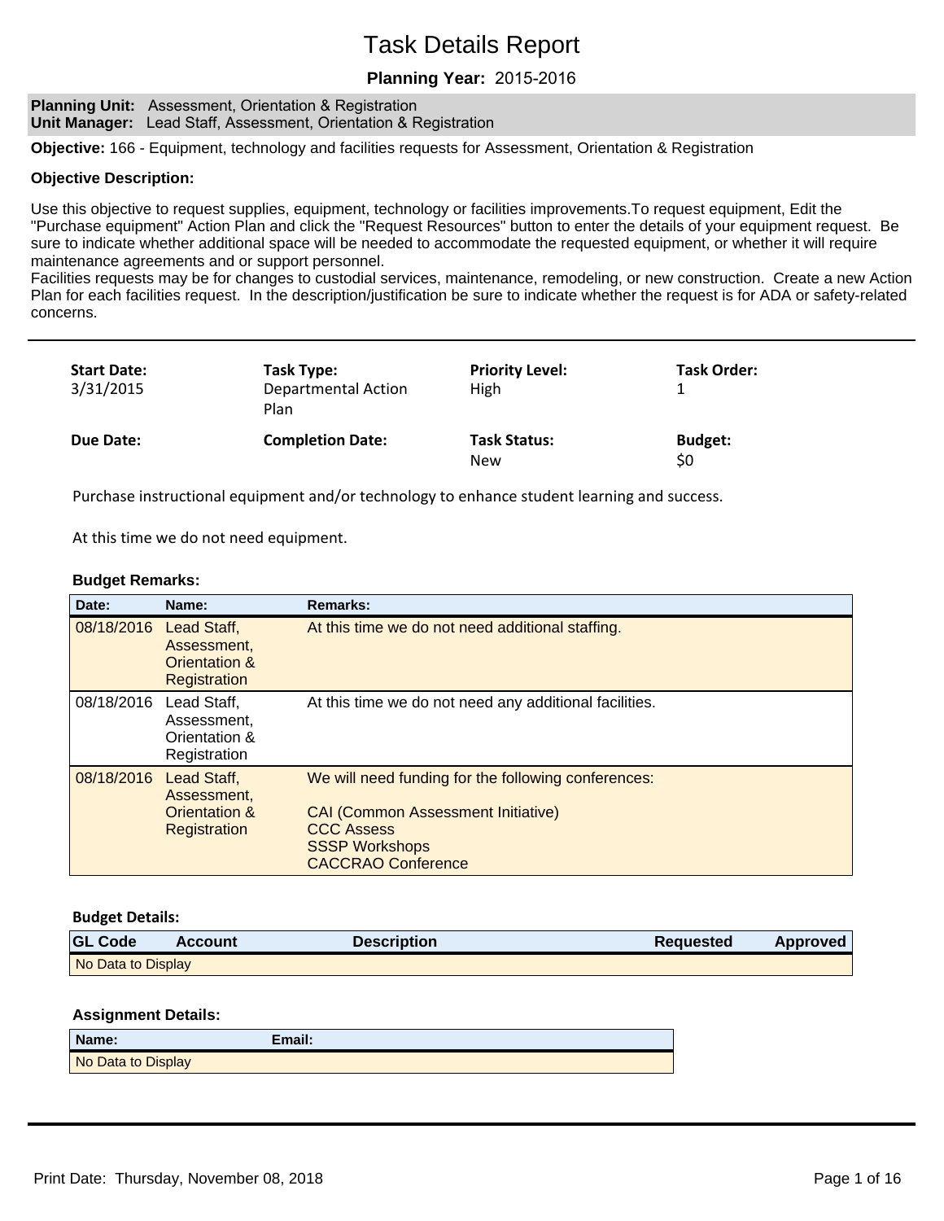# Task Details Report

**Planning Year:** 2015-2016

**Planning Unit:** Assessment, Orientation & Registration
**Unit Manager:** Lead Staff, Assessment, Orientation & Registration

**Objective:** 166 - Equipment, technology and facilities requests for Assessment, Orientation & Registration

**Objective Description:**

Use this objective to request supplies, equipment, technology or facilities improvements.To request equipment, Edit the "Purchase equipment" Action Plan and click the "Request Resources" button to enter the details of your equipment request. Be sure to indicate whether additional space will be needed to accommodate the requested equipment, or whether it will require maintenance agreements and or support personnel.
Facilities requests may be for changes to custodial services, maintenance, remodeling, or new construction. Create a new Action Plan for each facilities request. In the description/justification be sure to indicate whether the request is for ADA or safety-related concerns.

---

| Start Date: | Task Type: | Priority Level: | Task Order: |
|---|---|---|---|
| 3/31/2015 | Departmental Action Plan | High | 1 |
| **Due Date:** | **Completion Date:** | **Task Status:** | **Budget:** |
| | | New | $0 |

Purchase instructional equipment and/or technology to enhance student learning and success.

At this time we do not need equipment.

**Budget Remarks:**

| Date: | Name: | Remarks: |
|---|---|---|
| 08/18/2016 | Lead Staff, Assessment, Orientation & Registration | At this time we do not need additional staffing. |
| 08/18/2016 | Lead Staff, Assessment, Orientation & Registration | At this time we do not need any additional facilities. |
| 08/18/2016 | Lead Staff, Assessment, Orientation & Registration | We will need funding for the following conferences:<br><br>CAI (Common Assessment Initiative)<br>CCC Assess<br>SSSP Workshops<br>CACCRAO Conference |

**Budget Details:**

| GL Code | Account | Description | Requested | Approved |
|---|---|---|---|---|
| No Data to Display | | | | |

**Assignment Details:**

| Name: | Email: |
|---|---|
| No Data to Display | |

---

Print Date: Thursday, November 08, 2018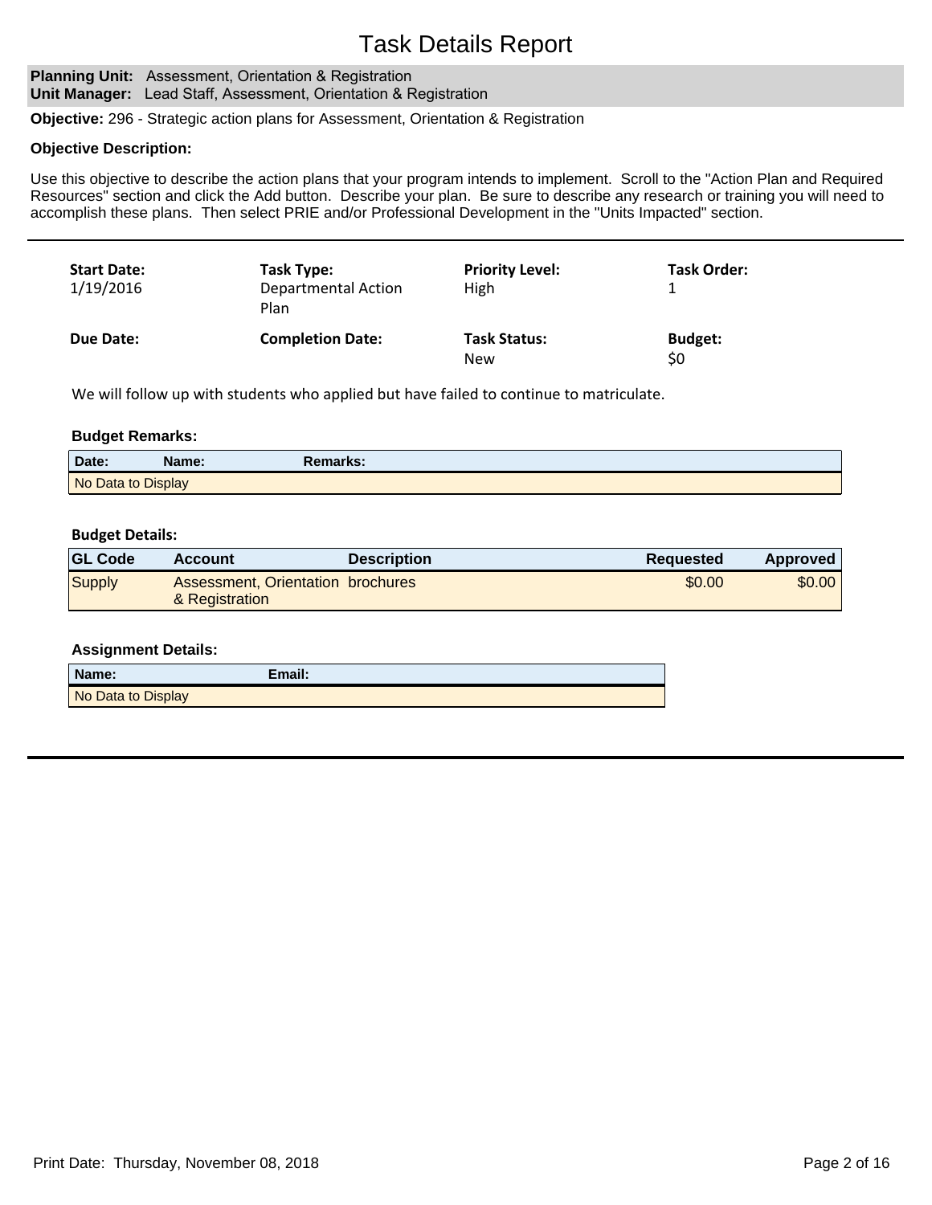# Task Details Report

**Planning Unit:** Assessment, Orientation & Registration
**Unit Manager:** Lead Staff, Assessment, Orientation & Registration

**Objective:** 296 - Strategic action plans for Assessment, Orientation & Registration

**Objective Description:**

Use this objective to describe the action plans that your program intends to implement. Scroll to the "Action Plan and Required Resources" section and click the Add button. Describe your plan. Be sure to describe any research or training you will need to accomplish these plans. Then select PRIE and/or Professional Development in the "Units Impacted" section.

---

| **Start Date:** | **Task Type:** | **Priority Level:** | **Task Order:** |
|---|---|---|---|
| 1/19/2016 | Departmental Action Plan | High | 1 |
| **Due Date:** | **Completion Date:** | **Task Status:** | **Budget:** |
| | | New | $0 |

We will follow up with students who applied but have failed to continue to matriculate.

**Budget Remarks:**

| Date: | Name: | Remarks: |
|---|---|---|
| No Data to Display | | |

**Budget Details:**

| GL Code | Account | Description | Requested | Approved |
|---|---|---|---|---|
| Supply | Assessment, Orientation & Registration | brochures | $0.00 | $0.00 |

**Assignment Details:**

| Name: | Email: |
|---|---|
| No Data to Display | |

---

Print Date: Thursday, November 08, 2018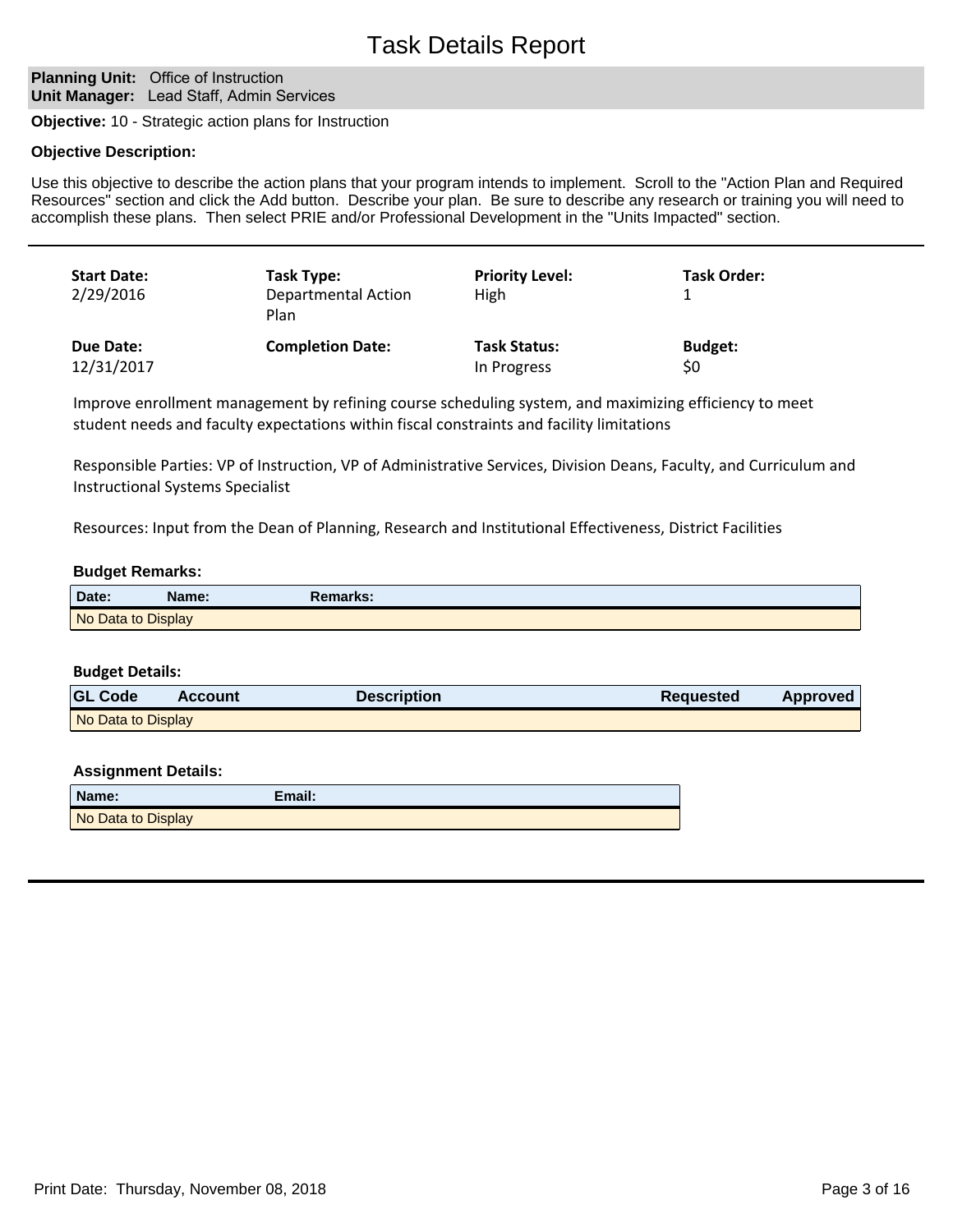# Task Details Report

**Planning Unit:** Office of Instruction
**Unit Manager:** Lead Staff, Admin Services

**Objective:** 10 - Strategic action plans for Instruction

**Objective Description:**

Use this objective to describe the action plans that your program intends to implement. Scroll to the "Action Plan and Required Resources" section and click the Add button. Describe your plan. Be sure to describe any research or training you will need to accomplish these plans. Then select PRIE and/or Professional Development in the "Units Impacted" section.

---

| **Start Date:** | **Task Type:** | **Priority Level:** | **Task Order:** |
|---|---|---|---|
| 2/29/2016 | Departmental Action Plan | High | 1 |
| **Due Date:** | **Completion Date:** | **Task Status:** | **Budget:** |
| 12/31/2017 | | In Progress | $0 |

Improve enrollment management by refining course scheduling system, and maximizing efficiency to meet student needs and faculty expectations within fiscal constraints and facility limitations

Responsible Parties: VP of Instruction, VP of Administrative Services, Division Deans, Faculty, and Curriculum and Instructional Systems Specialist

Resources: Input from the Dean of Planning, Research and Institutional Effectiveness, District Facilities

**Budget Remarks:**

| Date: | Name: | Remarks: |
|---|---|---|
| No Data to Display | | |

**Budget Details:**

| GL Code | Account | Description | Requested | Approved |
|---|---|---|---|---|
| No Data to Display | | | | |

**Assignment Details:**

| Name: | Email: |
|---|---|
| No Data to Display | |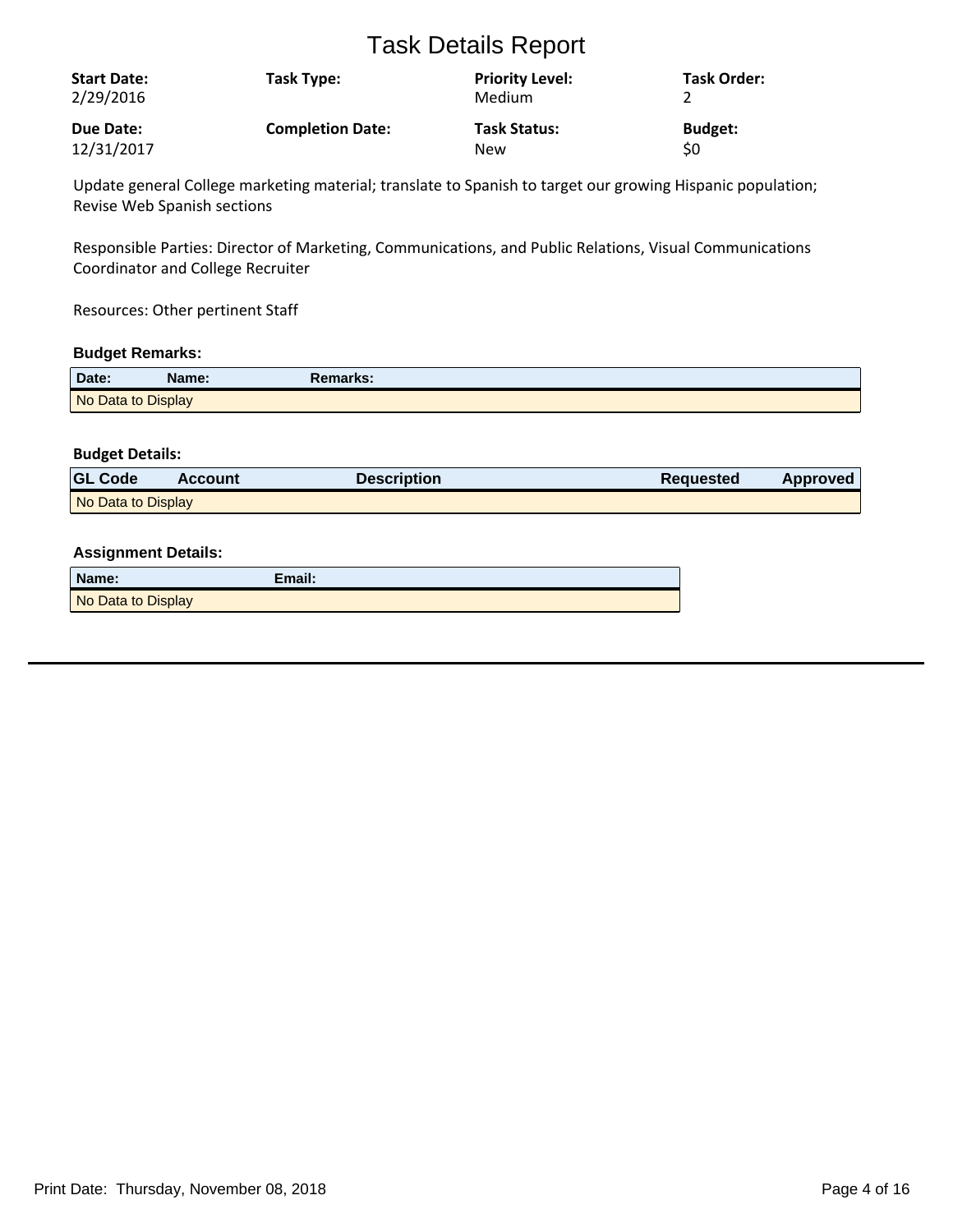# Task Details Report

| **Start Date:** | **Task Type:** | **Priority Level:** | **Task Order:** |
|---|---|---|---|
| 2/29/2016 | | Medium | 2 |
| **Due Date:** | **Completion Date:** | **Task Status:** | **Budget:** |
| 12/31/2017 | | New | $0 |

Update general College marketing material; translate to Spanish to target our growing Hispanic population; Revise Web Spanish sections

Responsible Parties: Director of Marketing, Communications, and Public Relations, Visual Communications Coordinator and College Recruiter

Resources: Other pertinent Staff

**Budget Remarks:**

| Date: | Name: | Remarks: |
|---|---|---|
| No Data to Display | | |

**Budget Details:**

| GL Code | Account | Description | Requested | Approved |
|---|---|---|---|---|
| No Data to Display | | | | |

**Assignment Details:**

| Name: | Email: |
|---|---|
| No Data to Display | |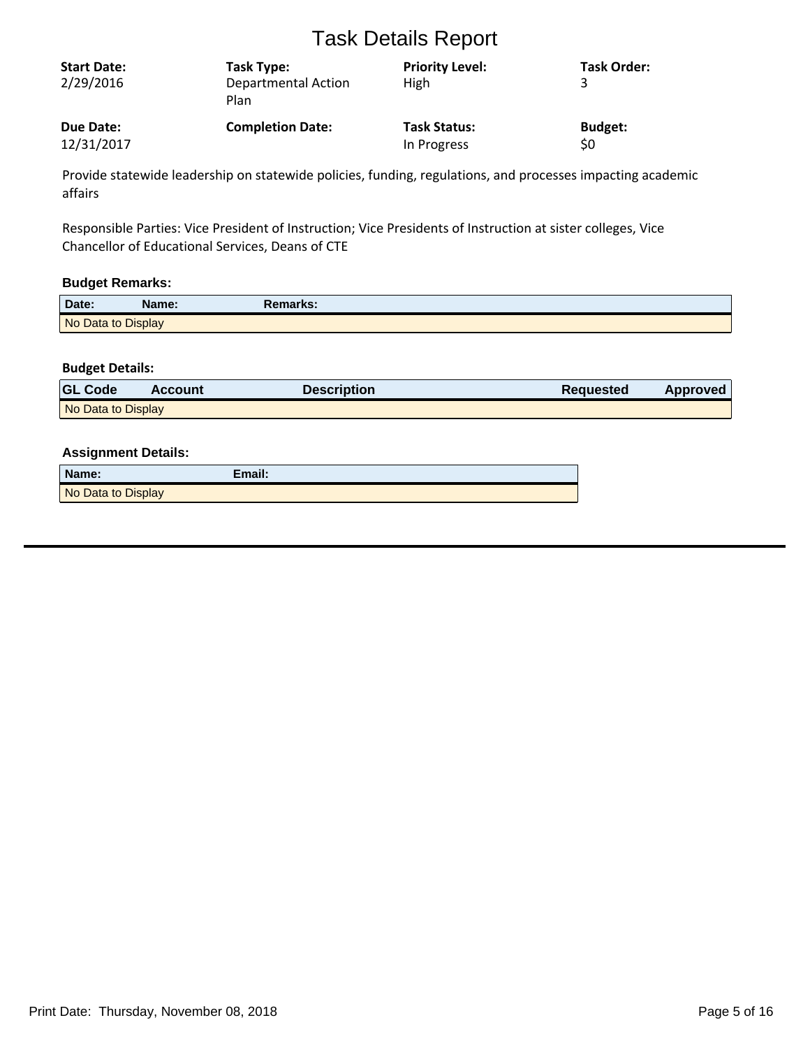# Task Details Report

| **Start Date:** | **Task Type:** | **Priority Level:** | **Task Order:** |
|---|---|---|---|
| 2/29/2016 | Departmental Action Plan | High | 3 |
| **Due Date:** | **Completion Date:** | **Task Status:** | **Budget:** |
| 12/31/2017 | | In Progress | $0 |

Provide statewide leadership on statewide policies, funding, regulations, and processes impacting academic affairs

Responsible Parties: Vice President of Instruction; Vice Presidents of Instruction at sister colleges, Vice Chancellor of Educational Services, Deans of CTE

### Budget Remarks:

| Date: | Name: | Remarks: |
|---|---|---|
| No Data to Display | | |

### Budget Details:

| GL Code | Account | Description | Requested | Approved |
|---|---|---|---|---|
| No Data to Display | | | | |

### Assignment Details:

| Name: | Email: |
|---|---|
| No Data to Display | |

Print Date: Thursday, November 08, 2018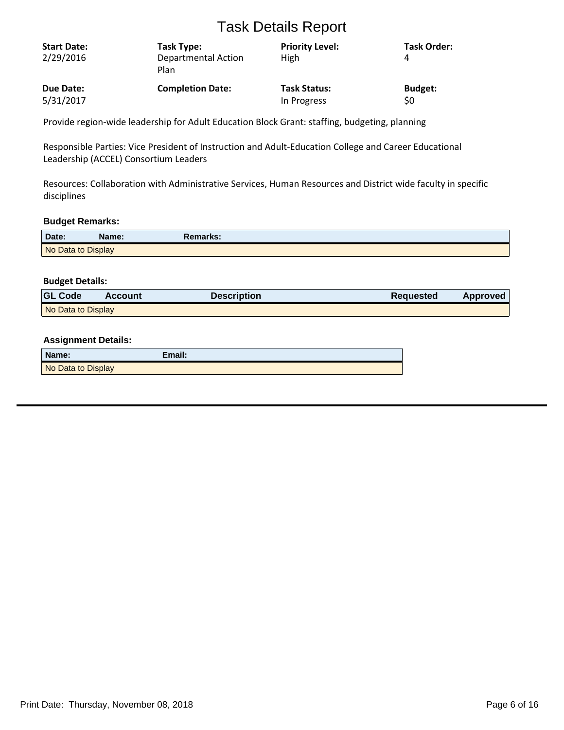# Task Details Report

| Start Date: | Task Type: | Priority Level: | Task Order: |
|---|---|---|---|
| 2/29/2016 | Departmental Action Plan | High | 4 |
| **Due Date:** | **Completion Date:** | **Task Status:** | **Budget:** |
| 5/31/2017 | | In Progress | $0 |

Provide region-wide leadership for Adult Education Block Grant: staffing, budgeting, planning

Responsible Parties: Vice President of Instruction and Adult-Education College and Career Educational Leadership (ACCEL) Consortium Leaders

Resources: Collaboration with Administrative Services, Human Resources and District wide faculty in specific disciplines

### Budget Remarks:

| Date: | Name: | Remarks: |
|---|---|---|
| No Data to Display | | |

### Budget Details:

| GL Code | Account | Description | Requested | Approved |
|---|---|---|---|---|
| No Data to Display | | | | |

### Assignment Details:

| Name: | Email: |
|---|---|
| No Data to Display | |

Print Date: Thursday, November 08, 2018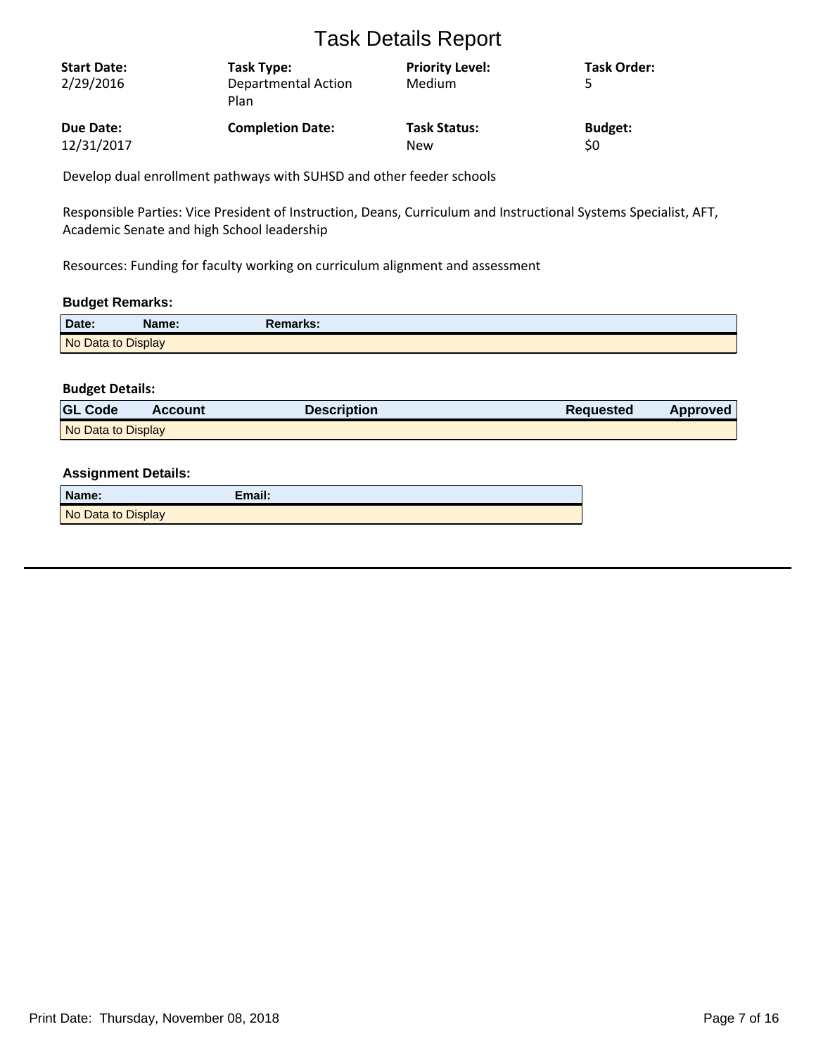# Task Details Report

| Start Date: | Task Type: | Priority Level: | Task Order: |
|---|---|---|---|
| 2/29/2016 | Departmental Action Plan | Medium | 5 |
| **Due Date:** | **Completion Date:** | **Task Status:** | **Budget:** |
| 12/31/2017 | | New | $0 |

Develop dual enrollment pathways with SUHSD and other feeder schools

Responsible Parties: Vice President of Instruction, Deans, Curriculum and Instructional Systems Specialist, AFT, Academic Senate and high School leadership

Resources: Funding for faculty working on curriculum alignment and assessment

### Budget Remarks:

| Date: | Name: | Remarks: |
|---|---|---|
| No Data to Display | | |

### Budget Details:

| GL Code | Account | Description | Requested | Approved |
|---|---|---|---|---|
| No Data to Display | | | | |

### Assignment Details:

| Name: | Email: |
|---|---|
| No Data to Display | |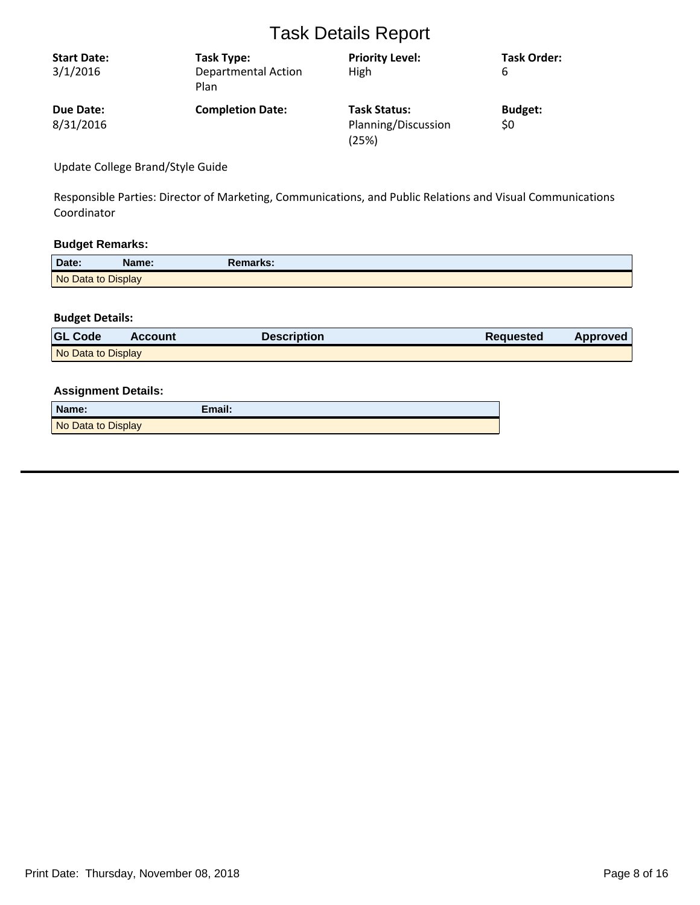# Task Details Report

| Start Date: | Task Type: | Priority Level: | Task Order: |
|---|---|---|---|
| 3/1/2016 | Departmental Action Plan | High | 6 |
| **Due Date:** | **Completion Date:** | **Task Status:** | **Budget:** |
| 8/31/2016 | | Planning/Discussion (25%) | $0 |

Update College Brand/Style Guide

Responsible Parties: Director of Marketing, Communications, and Public Relations and Visual Communications Coordinator

### Budget Remarks:

| Date: | Name: | Remarks: |
|---|---|---|
| No Data to Display | | |

### Budget Details:

| GL Code | Account | Description | Requested | Approved |
|---|---|---|---|---|
| No Data to Display | | | | |

### Assignment Details:

| Name: | Email: |
|---|---|
| No Data to Display | |

Print Date: Thursday, November 08, 2018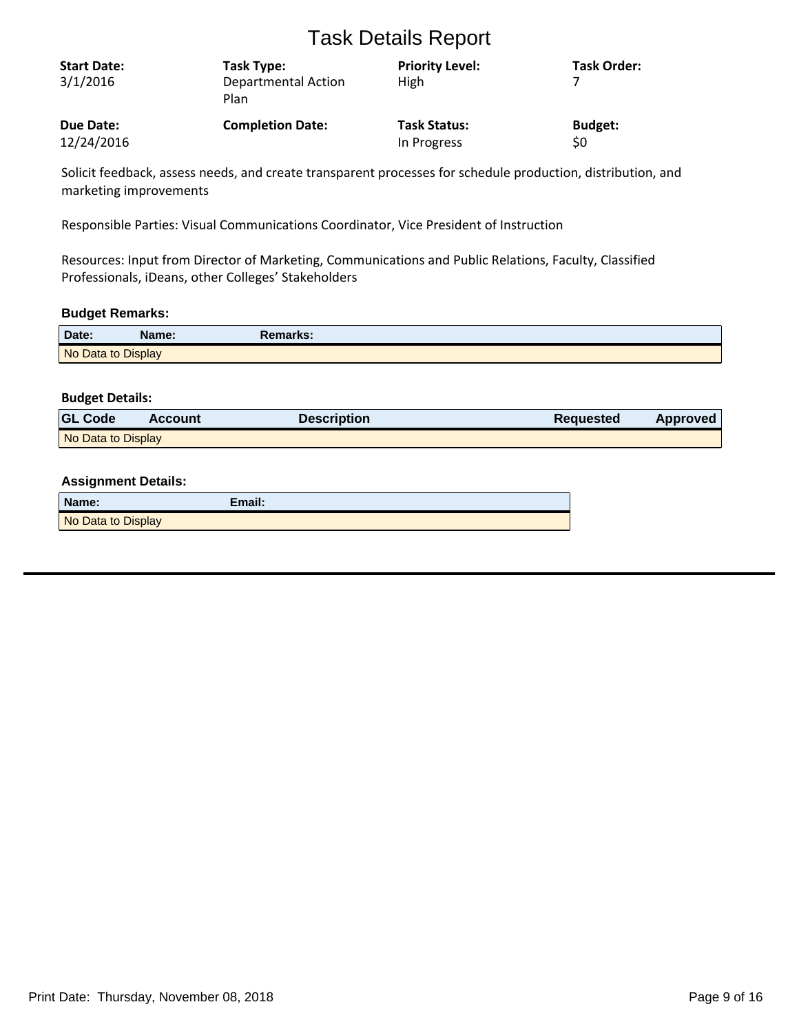# Task Details Report

| **Start Date:** | **Task Type:** | **Priority Level:** | **Task Order:** |
|---|---|---|---|
| 3/1/2016 | Departmental Action Plan | High | 7 |
| **Due Date:** | **Completion Date:** | **Task Status:** | **Budget:** |
| 12/24/2016 | | In Progress | $0 |

Solicit feedback, assess needs, and create transparent processes for schedule production, distribution, and marketing improvements

Responsible Parties: Visual Communications Coordinator, Vice President of Instruction

Resources: Input from Director of Marketing, Communications and Public Relations, Faculty, Classified Professionals, iDeans, other Colleges' Stakeholders

### Budget Remarks:

| Date: | Name: | Remarks: |
|---|---|---|
| No Data to Display | | |

### Budget Details:

| GL Code | Account | Description | Requested | Approved |
|---|---|---|---|---|
| No Data to Display | | | | |

### Assignment Details:

| Name: | Email: |
|---|---|
| No Data to Display | |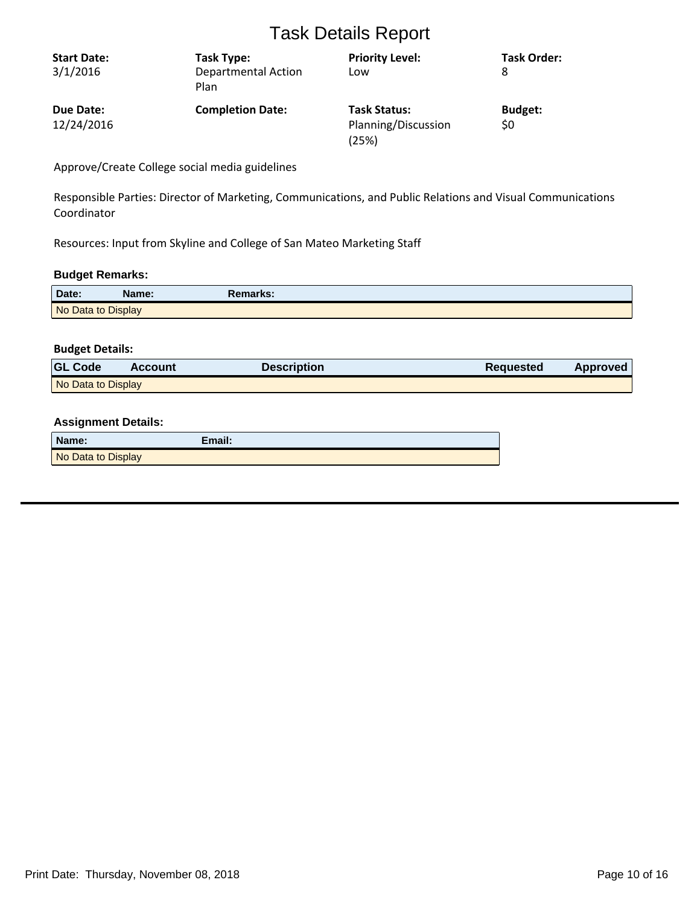# Task Details Report

| Start Date: | Task Type: | Priority Level: | Task Order: |
|---|---|---|---|
| 3/1/2016 | Departmental Action Plan | Low | 8 |
| **Due Date:** | **Completion Date:** | **Task Status:** | **Budget:** |
| 12/24/2016 | | Planning/Discussion (25%) | $0 |

Approve/Create College social media guidelines

Responsible Parties: Director of Marketing, Communications, and Public Relations and Visual Communications Coordinator

Resources: Input from Skyline and College of San Mateo Marketing Staff

### Budget Remarks:

| Date: | Name: | Remarks: |
|---|---|---|
| No Data to Display | | |

### Budget Details:

| GL Code | Account | Description | Requested | Approved |
|---|---|---|---|---|
| No Data to Display | | | | |

### Assignment Details:

| Name: | Email: |
|---|---|
| No Data to Display | |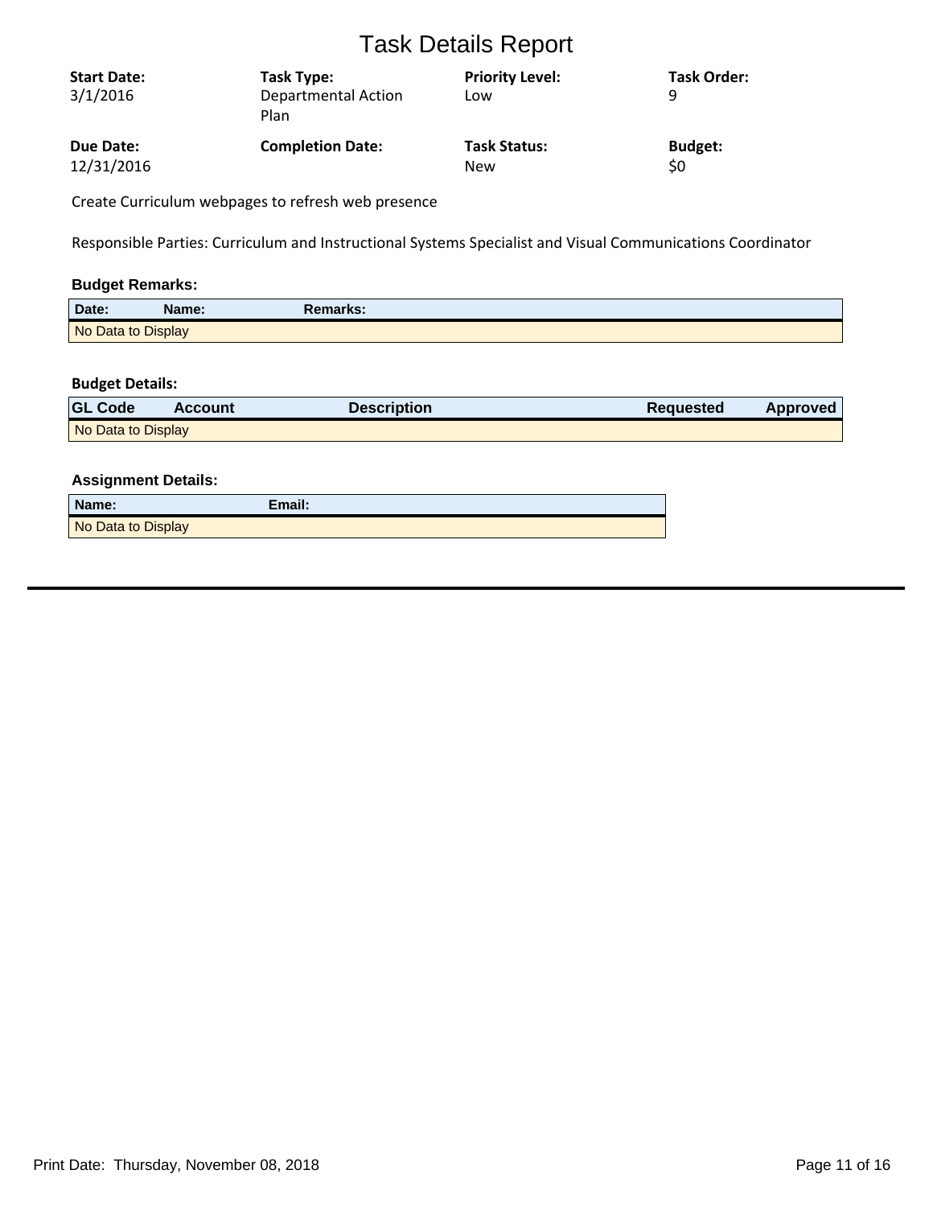# Task Details Report

| Start Date: | Task Type: | Priority Level: | Task Order: |
| --- | --- | --- | --- |
| 3/1/2016 | Departmental Action Plan | Low | 9 |
| **Due Date:** | **Completion Date:** | **Task Status:** | **Budget:** |
| 12/31/2016 | | New | $0 |

Create Curriculum webpages to refresh web presence

Responsible Parties: Curriculum and Instructional Systems Specialist and Visual Communications Coordinator

**Budget Remarks:**

| Date: | Name: | Remarks: |
| --- | --- | --- |
| No Data to Display | | |

**Budget Details:**

| GL Code | Account | Description | Requested | Approved |
| --- | --- | --- | --- | --- |
| No Data to Display | | | | |

**Assignment Details:**

| Name: | Email: |
| --- | --- |
| No Data to Display | |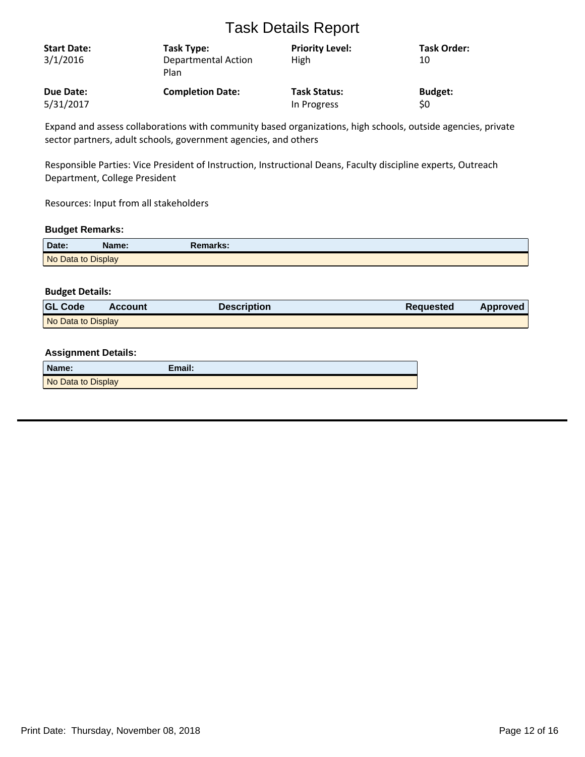# Task Details Report

| Start Date: | Task Type: | Priority Level: | Task Order: |
|---|---|---|---|
| 3/1/2016 | Departmental Action Plan | High | 10 |
| **Due Date:** | **Completion Date:** | **Task Status:** | **Budget:** |
| 5/31/2017 | | In Progress | $0 |

Expand and assess collaborations with community based organizations, high schools, outside agencies, private sector partners, adult schools, government agencies, and others

Responsible Parties: Vice President of Instruction, Instructional Deans, Faculty discipline experts, Outreach Department, College President

Resources: Input from all stakeholders

**Budget Remarks:**

| Date: | Name: | Remarks: |
|---|---|---|
| No Data to Display | | |

**Budget Details:**

| GL Code | Account | Description | Requested | Approved |
|---|---|---|---|---|
| No Data to Display | | | | |

**Assignment Details:**

| Name: | Email: |
|---|---|
| No Data to Display | |

Print Date: Thursday, November 08, 2018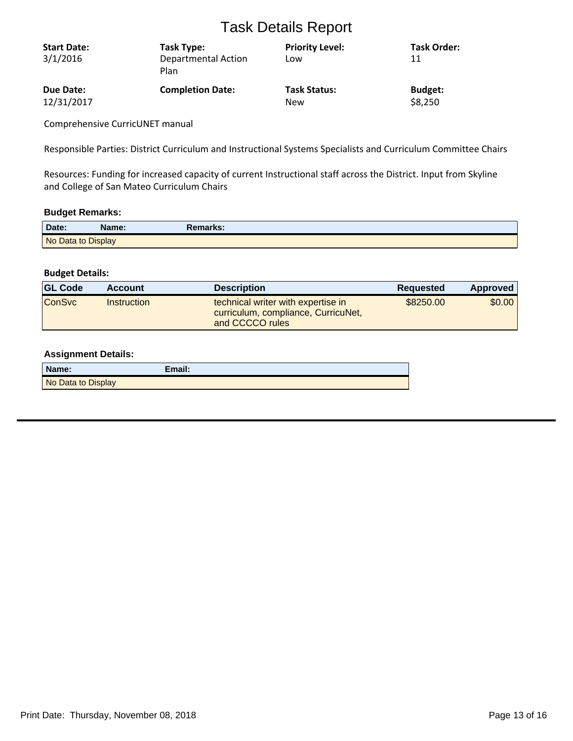# Task Details Report

| Start Date: | Task Type: | Priority Level: | Task Order: |
|---|---|---|---|
| 3/1/2016 | Departmental Action Plan | Low | 11 |
| **Due Date:** | **Completion Date:** | **Task Status:** | **Budget:** |
| 12/31/2017 | | New | $8,250 |

Comprehensive CurricUNET manual

Responsible Parties: District Curriculum and Instructional Systems Specialists and Curriculum Committee Chairs

Resources: Funding for increased capacity of current Instructional staff across the District. Input from Skyline and College of San Mateo Curriculum Chairs

**Budget Remarks:**

| Date: | Name: | Remarks: |
|---|---|---|
| No Data to Display | | |

**Budget Details:**

| GL Code | Account | Description | Requested | Approved |
|---|---|---|---|---|
| ConSvc | Instruction | technical writer with expertise in curriculum, compliance, CurricuNet, and CCCCO rules | $8250.00 | $0.00 |

**Assignment Details:**

| Name: | Email: |
|---|---|
| No Data to Display | |

Print Date: Thursday, November 08, 2018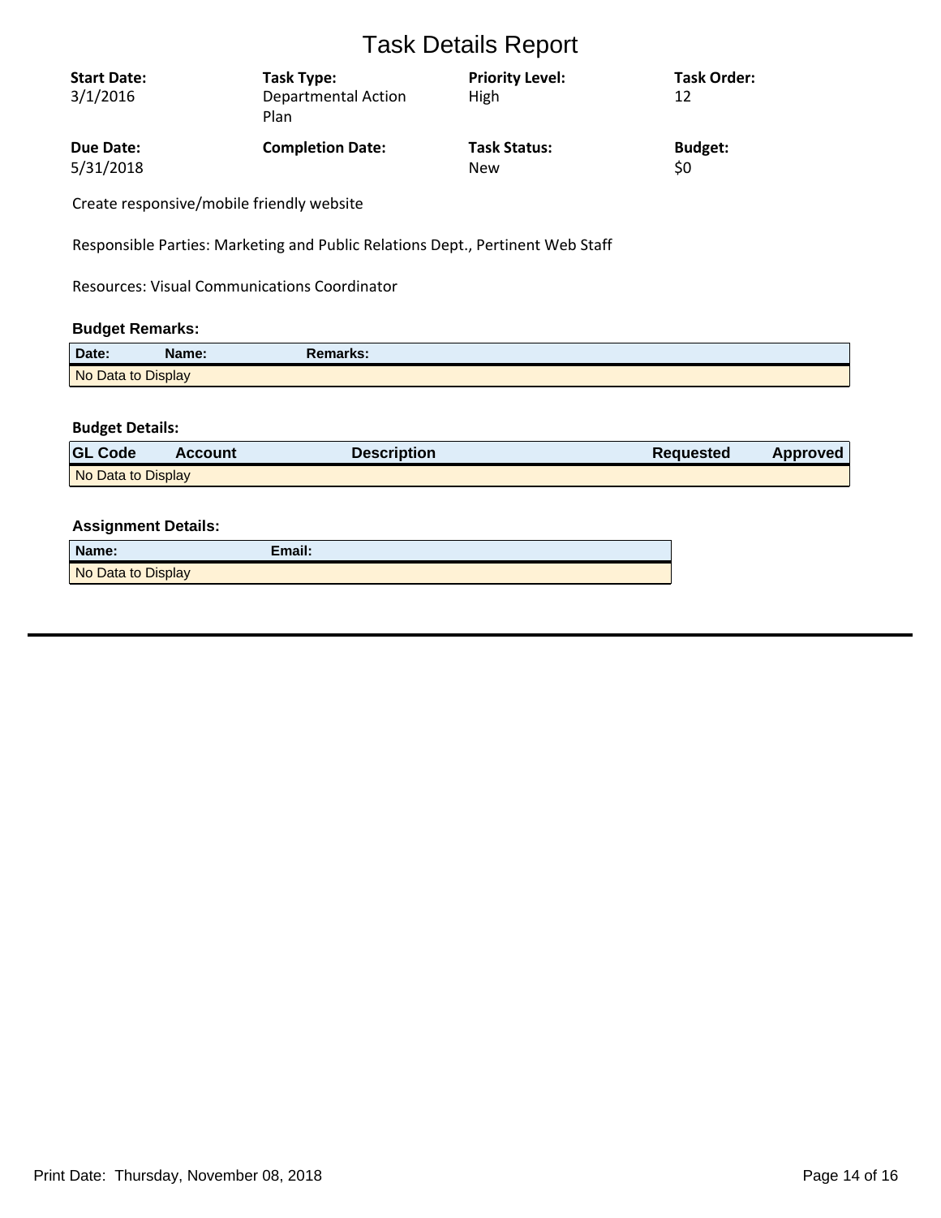# Task Details Report

| Start Date: | Task Type: | Priority Level: | Task Order: |
|---|---|---|---|
| 3/1/2016 | Departmental Action Plan | High | 12 |
| **Due Date:** | **Completion Date:** | **Task Status:** | **Budget:** |
| 5/31/2018 | | New | $0 |

Create responsive/mobile friendly website

Responsible Parties: Marketing and Public Relations Dept., Pertinent Web Staff

Resources: Visual Communications Coordinator

**Budget Remarks:**

| Date: | Name: | Remarks: |
|---|---|---|
| No Data to Display | | |

**Budget Details:**

| GL Code | Account | Description | Requested | Approved |
|---|---|---|---|---|
| No Data to Display | | | | |

**Assignment Details:**

| Name: | Email: |
|---|---|
| No Data to Display | |

Print Date: Thursday, November 08, 2018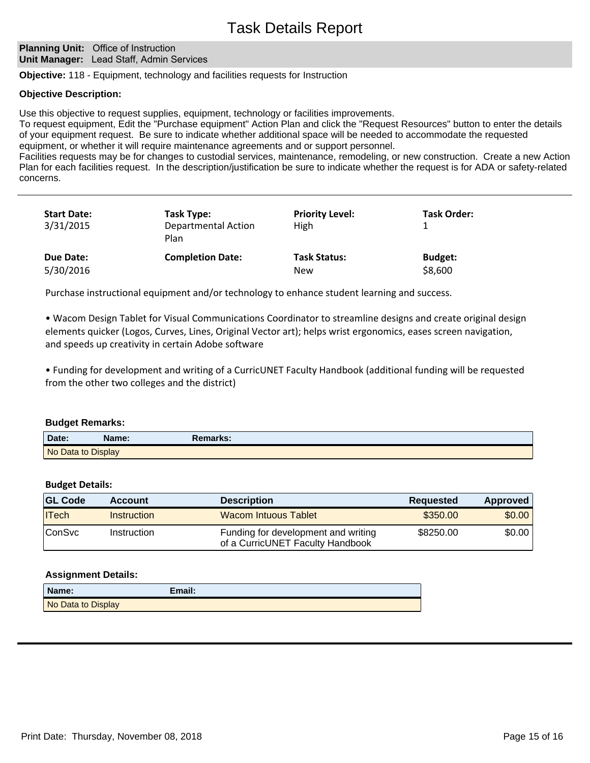# Task Details Report

**Planning Unit:** Office of Instruction
**Unit Manager:** Lead Staff, Admin Services

**Objective:** 118 - Equipment, technology and facilities requests for Instruction

**Objective Description:**

Use this objective to request supplies, equipment, technology or facilities improvements.
To request equipment, Edit the "Purchase equipment" Action Plan and click the "Request Resources" button to enter the details of your equipment request. Be sure to indicate whether additional space will be needed to accommodate the requested equipment, or whether it will require maintenance agreements and or support personnel.
Facilities requests may be for changes to custodial services, maintenance, remodeling, or new construction. Create a new Action Plan for each facilities request. In the description/justification be sure to indicate whether the request is for ADA or safety-related concerns.

---

| **Start Date:** | **Task Type:** | **Priority Level:** | **Task Order:** |
|---|---|---|---|
| 3/31/2015 | Departmental Action Plan | High | 1 |
| **Due Date:** | **Completion Date:** | **Task Status:** | **Budget:** |
| 5/30/2016 | | New | $8,600 |

Purchase instructional equipment and/or technology to enhance student learning and success.

• Wacom Design Tablet for Visual Communications Coordinator to streamline designs and create original design elements quicker (Logos, Curves, Lines, Original Vector art); helps wrist ergonomics, eases screen navigation, and speeds up creativity in certain Adobe software

• Funding for development and writing of a CurricUNET Faculty Handbook (additional funding will be requested from the other two colleges and the district)

**Budget Remarks:**

| Date: | Name: | Remarks: |
|---|---|---|
| No Data to Display | | |

**Budget Details:**

| GL Code | Account | Description | Requested | Approved |
|---|---|---|---|---|
| ITech | Instruction | Wacom Intuous Tablet | $350.00 | $0.00 |
| ConSvc | Instruction | Funding for development and writing of a CurricUNET Faculty Handbook | $8250.00 | $0.00 |

**Assignment Details:**

| Name: | Email: |
|---|---|
| No Data to Display | |

Print Date: Thursday, November 08, 2018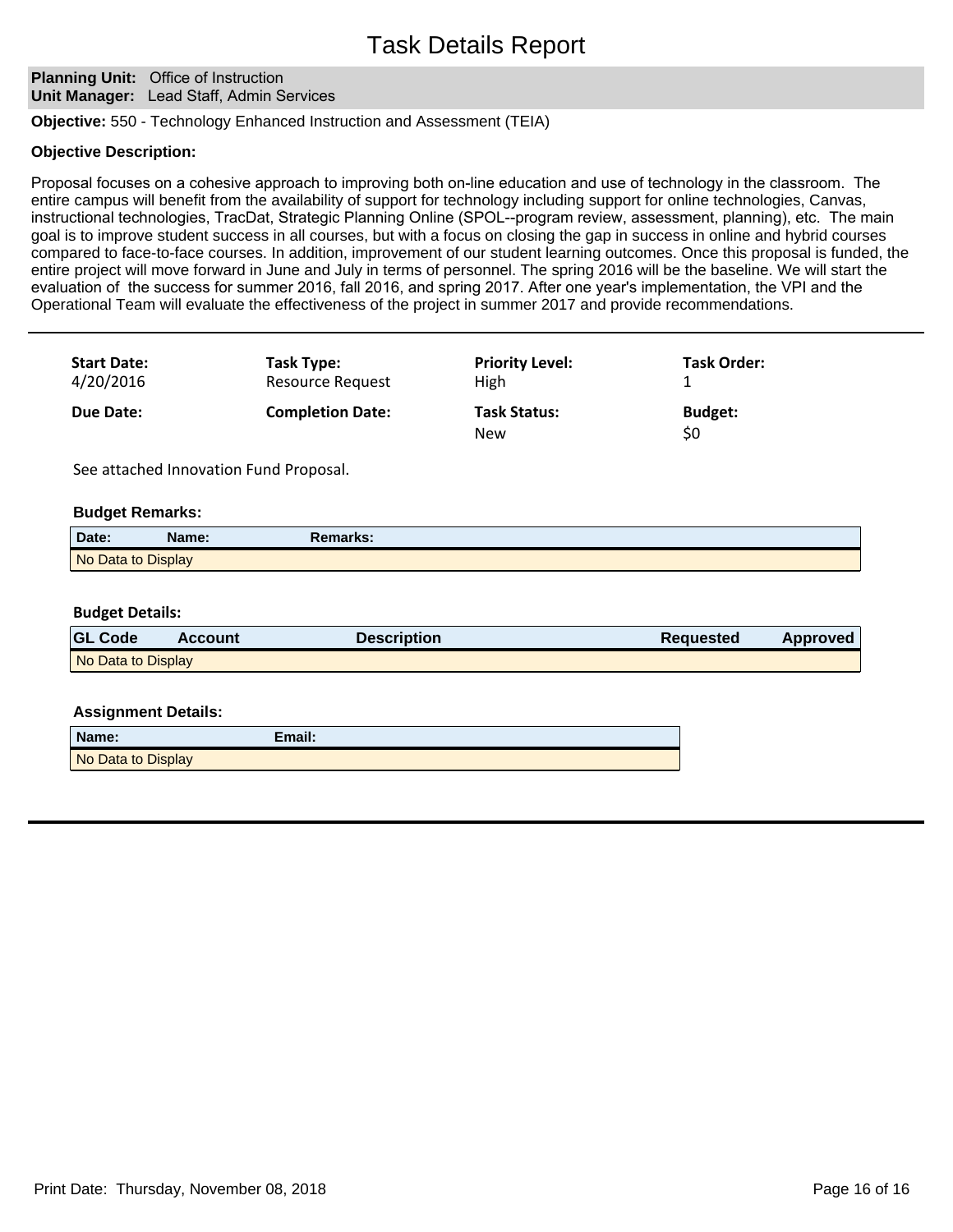# Task Details Report

**Planning Unit:** Office of Instruction
**Unit Manager:** Lead Staff, Admin Services

**Objective:** 550 - Technology Enhanced Instruction and Assessment (TEIA)

**Objective Description:**

Proposal focuses on a cohesive approach to improving both on-line education and use of technology in the classroom. The entire campus will benefit from the availability of support for technology including support for online technologies, Canvas, instructional technologies, TracDat, Strategic Planning Online (SPOL--program review, assessment, planning), etc. The main goal is to improve student success in all courses, but with a focus on closing the gap in success in online and hybrid courses compared to face-to-face courses. In addition, improvement of our student learning outcomes. Once this proposal is funded, the entire project will move forward in June and July in terms of personnel. The spring 2016 will be the baseline. We will start the evaluation of the success for summer 2016, fall 2016, and spring 2017. After one year's implementation, the VPI and the Operational Team will evaluate the effectiveness of the project in summer 2017 and provide recommendations.

---

| **Start Date:** | **Task Type:** | **Priority Level:** | **Task Order:** |
|---|---|---|---|
| 4/20/2016 | Resource Request | High | 1 |
| **Due Date:** | **Completion Date:** | **Task Status:** | **Budget:** |
| | | New | $0 |

See attached Innovation Fund Proposal.

**Budget Remarks:**

| Date: | Name: | Remarks: |
|---|---|---|
| No Data to Display | | |

**Budget Details:**

| GL Code | Account | Description | Requested | Approved |
|---|---|---|---|---|
| No Data to Display | | | | |

**Assignment Details:**

| Name: | Email: |
|---|---|
| No Data to Display | |

Print Date: Thursday, November 08, 2018